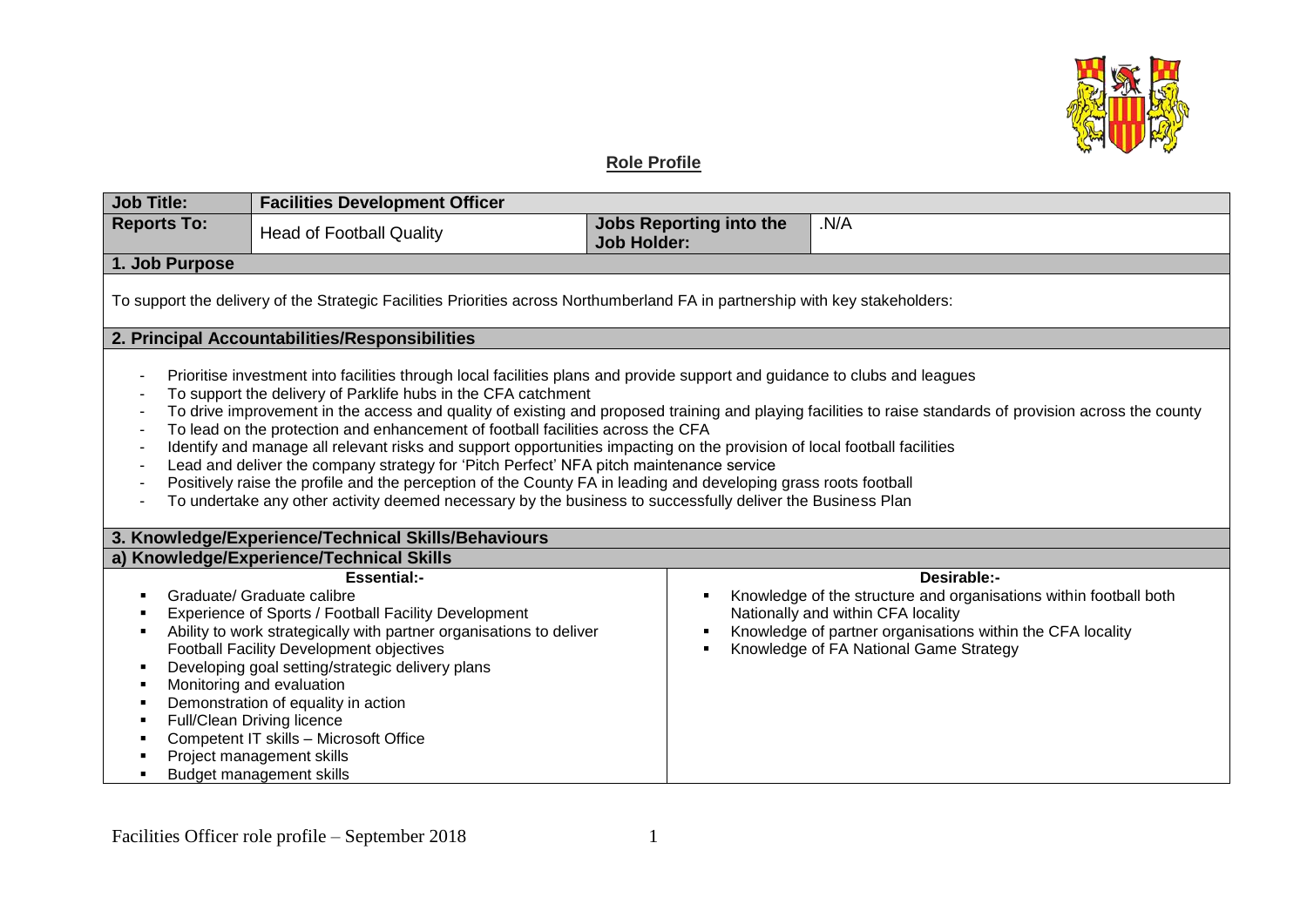## Role Profile

| Job Title: | Facilities Development Officer | | |
|---|---|---|---|
| **Reports To:** | Head of Football Quality | **Jobs Reporting into the Job Holder:** | .N/A |

### 1. Job Purpose

To support the delivery of the Strategic Facilities Priorities across Northumberland FA in partnership with key stakeholders:

### 2. Principal Accountabilities/Responsibilities

- Prioritise investment into facilities through local facilities plans and provide support and guidance to clubs and leagues
- To support the delivery of Parklife hubs in the CFA catchment
- To drive improvement in the access and quality of existing and proposed training and playing facilities to raise standards of provision across the county
- To lead on the protection and enhancement of football facilities across the CFA
- Identify and manage all relevant risks and support opportunities impacting on the provision of local football facilities
- Lead and deliver the company strategy for 'Pitch Perfect' NFA pitch maintenance service
- Positively raise the profile and the perception of the County FA in leading and developing grass roots football
- To undertake any other activity deemed necessary by the business to successfully deliver the Business Plan

### 3. Knowledge/Experience/Technical Skills/Behaviours

#### a) Knowledge/Experience/Technical Skills

| Essential:- | Desirable:- |
|---|---|
| ▪ Graduate/ Graduate calibre<br>▪ Experience of Sports / Football Facility Development<br>▪ Ability to work strategically with partner organisations to deliver Football Facility Development objectives<br>▪ Developing goal setting/strategic delivery plans<br>▪ Monitoring and evaluation<br>▪ Demonstration of equality in action<br>▪ Full/Clean Driving licence<br>▪ Competent IT skills – Microsoft Office<br>▪ Project management skills<br>▪ Budget management skills | ▪ Knowledge of the structure and organisations within football both Nationally and within CFA locality<br>▪ Knowledge of partner organisations within the CFA locality<br>▪ Knowledge of FA National Game Strategy |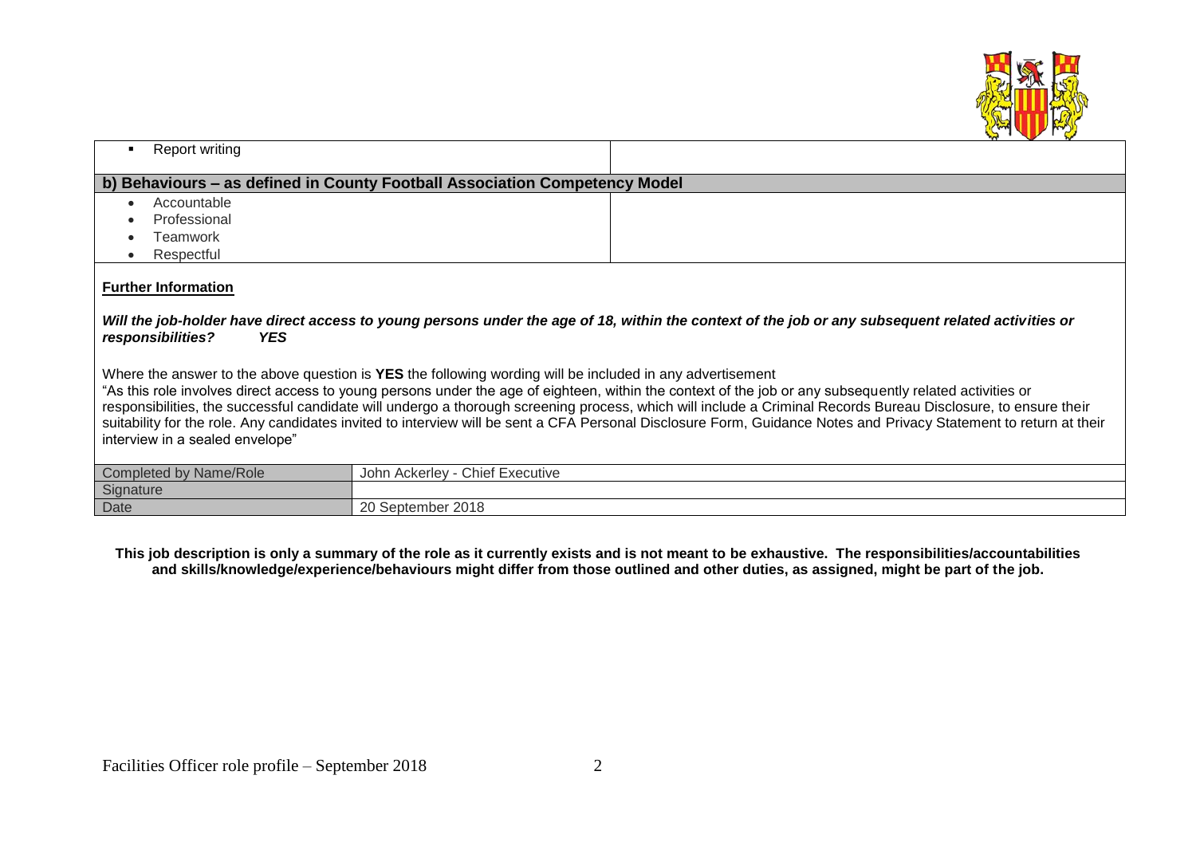| | |
|---|---|
| ▪ Report writing | |

**b) Behaviours – as defined in County Football Association Competency Model**

| | |
|---|---|
| • Accountable<br>• Professional<br>• Teamwork<br>• Respectful | |

**Further Information**

***Will the job-holder have direct access to young persons under the age of 18, within the context of the job or any subsequent related activities or responsibilities? YES***

Where the answer to the above question is **YES** the following wording will be included in any advertisement

"As this role involves direct access to young persons under the age of eighteen, within the context of the job or any subsequently related activities or responsibilities, the successful candidate will undergo a thorough screening process, which will include a Criminal Records Bureau Disclosure, to ensure their suitability for the role. Any candidates invited to interview will be sent a CFA Personal Disclosure Form, Guidance Notes and Privacy Statement to return at their interview in a sealed envelope"

| | |
|---|---|
| Completed by Name/Role | John Ackerley - Chief Executive |
| Signature | |
| Date | 20 September 2018 |

**This job description is only a summary of the role as it currently exists and is not meant to be exhaustive. The responsibilities/accountabilities and skills/knowledge/experience/behaviours might differ from those outlined and other duties, as assigned, might be part of the job.**